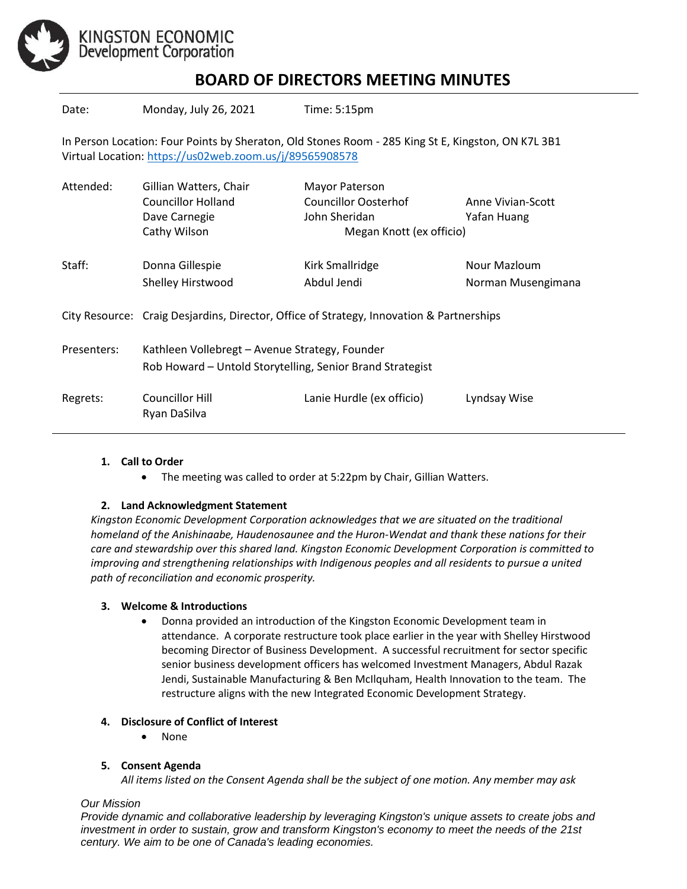KINGSTON ECONOMIC Development Corporation

# BOARD OF DIRECTORS MEETING MINUTES

Date: Monday, July 26, 2021 Time: 5:15pm

In Person Location: Four Points by Sheraton, Old Stones Room - 285 King St E, Kingston, ON K7L 3B1
Virtual Location: https://us02web.zoom.us/j/89565908578

| | | | |
|---|---|---|---|
| Attended: | Gillian Watters, Chair | Mayor Paterson | |
| | Councillor Holland | Councillor Oosterhof | Anne Vivian-Scott |
| | Dave Carnegie | John Sheridan | Yafan Huang |
| | Cathy Wilson | Megan Knott (ex officio) | |
| Staff: | Donna Gillespie | Kirk Smallridge | Nour Mazloum |
| | Shelley Hirstwood | Abdul Jendi | Norman Musengimana |
| City Resource: | Craig Desjardins, Director, Office of Strategy, Innovation & Partnerships | | |
| Presenters: | Kathleen Vollebregt – Avenue Strategy, Founder | | |
| | Rob Howard – Untold Storytelling, Senior Brand Strategist | | |
| Regrets: | Councillor Hill | Lanie Hurdle (ex officio) | Lyndsay Wise |
| | Ryan DaSilva | | |

**1. Call to Order**

- The meeting was called to order at 5:22pm by Chair, Gillian Watters.

**2. Land Acknowledgment Statement**

*Kingston Economic Development Corporation acknowledges that we are situated on the traditional homeland of the Anishinaabe, Haudenosaunee and the Huron-Wendat and thank these nations for their care and stewardship over this shared land. Kingston Economic Development Corporation is committed to improving and strengthening relationships with Indigenous peoples and all residents to pursue a united path of reconciliation and economic prosperity.*

**3. Welcome & Introductions**

- Donna provided an introduction of the Kingston Economic Development team in attendance. A corporate restructure took place earlier in the year with Shelley Hirstwood becoming Director of Business Development. A successful recruitment for sector specific senior business development officers has welcomed Investment Managers, Abdul Razak Jendi, Sustainable Manufacturing & Ben McIlquham, Health Innovation to the team. The restructure aligns with the new Integrated Economic Development Strategy.

**4. Disclosure of Conflict of Interest**

- None

**5. Consent Agenda**

*All items listed on the Consent Agenda shall be the subject of one motion. Any member may ask*

*Our Mission*
*Provide dynamic and collaborative leadership by leveraging Kingston's unique assets to create jobs and investment in order to sustain, grow and transform Kingston's economy to meet the needs of the 21st century. We aim to be one of Canada's leading economies.*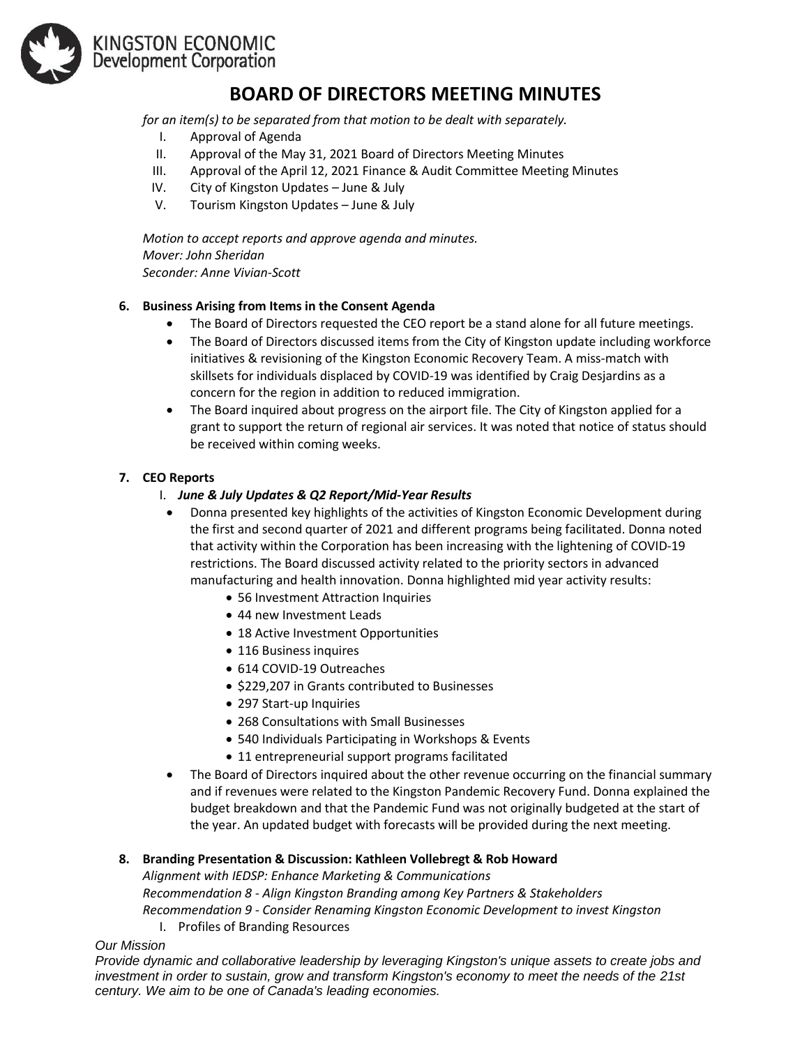# BOARD OF DIRECTORS MEETING MINUTES

*for an item(s) to be separated from that motion to be dealt with separately.*

I. Approval of Agenda
II. Approval of the May 31, 2021 Board of Directors Meeting Minutes
III. Approval of the April 12, 2021 Finance & Audit Committee Meeting Minutes
IV. City of Kingston Updates – June & July
V. Tourism Kingston Updates – June & July

*Motion to accept reports and approve agenda and minutes.*
*Mover: John Sheridan*
*Seconder: Anne Vivian-Scott*

**6. Business Arising from Items in the Consent Agenda**

- The Board of Directors requested the CEO report be a stand alone for all future meetings.
- The Board of Directors discussed items from the City of Kingston update including workforce initiatives & revisioning of the Kingston Economic Recovery Team. A miss-match with skillsets for individuals displaced by COVID-19 was identified by Craig Desjardins as a concern for the region in addition to reduced immigration.
- The Board inquired about progress on the airport file. The City of Kingston applied for a grant to support the return of regional air services. It was noted that notice of status should be received within coming weeks.

**7. CEO Reports**

I. ***June & July Updates & Q2 Report/Mid-Year Results***

- Donna presented key highlights of the activities of Kingston Economic Development during the first and second quarter of 2021 and different programs being facilitated. Donna noted that activity within the Corporation has been increasing with the lightening of COVID-19 restrictions. The Board discussed activity related to the priority sectors in advanced manufacturing and health innovation. Donna highlighted mid year activity results:
  - 56 Investment Attraction Inquiries
  - 44 new Investment Leads
  - 18 Active Investment Opportunities
  - 116 Business inquires
  - 614 COVID-19 Outreaches
  - $229,207 in Grants contributed to Businesses
  - 297 Start-up Inquiries
  - 268 Consultations with Small Businesses
  - 540 Individuals Participating in Workshops & Events
  - 11 entrepreneurial support programs facilitated
- The Board of Directors inquired about the other revenue occurring on the financial summary and if revenues were related to the Kingston Pandemic Recovery Fund. Donna explained the budget breakdown and that the Pandemic Fund was not originally budgeted at the start of the year. An updated budget with forecasts will be provided during the next meeting.

**8. Branding Presentation & Discussion: Kathleen Vollebregt & Rob Howard**

*Alignment with IEDSP: Enhance Marketing & Communications*
*Recommendation 8 - Align Kingston Branding among Key Partners & Stakeholders*
*Recommendation 9 - Consider Renaming Kingston Economic Development to invest Kingston*

I. Profiles of Branding Resources

*Our Mission*
*Provide dynamic and collaborative leadership by leveraging Kingston's unique assets to create jobs and investment in order to sustain, grow and transform Kingston's economy to meet the needs of the 21st century. We aim to be one of Canada's leading economies.*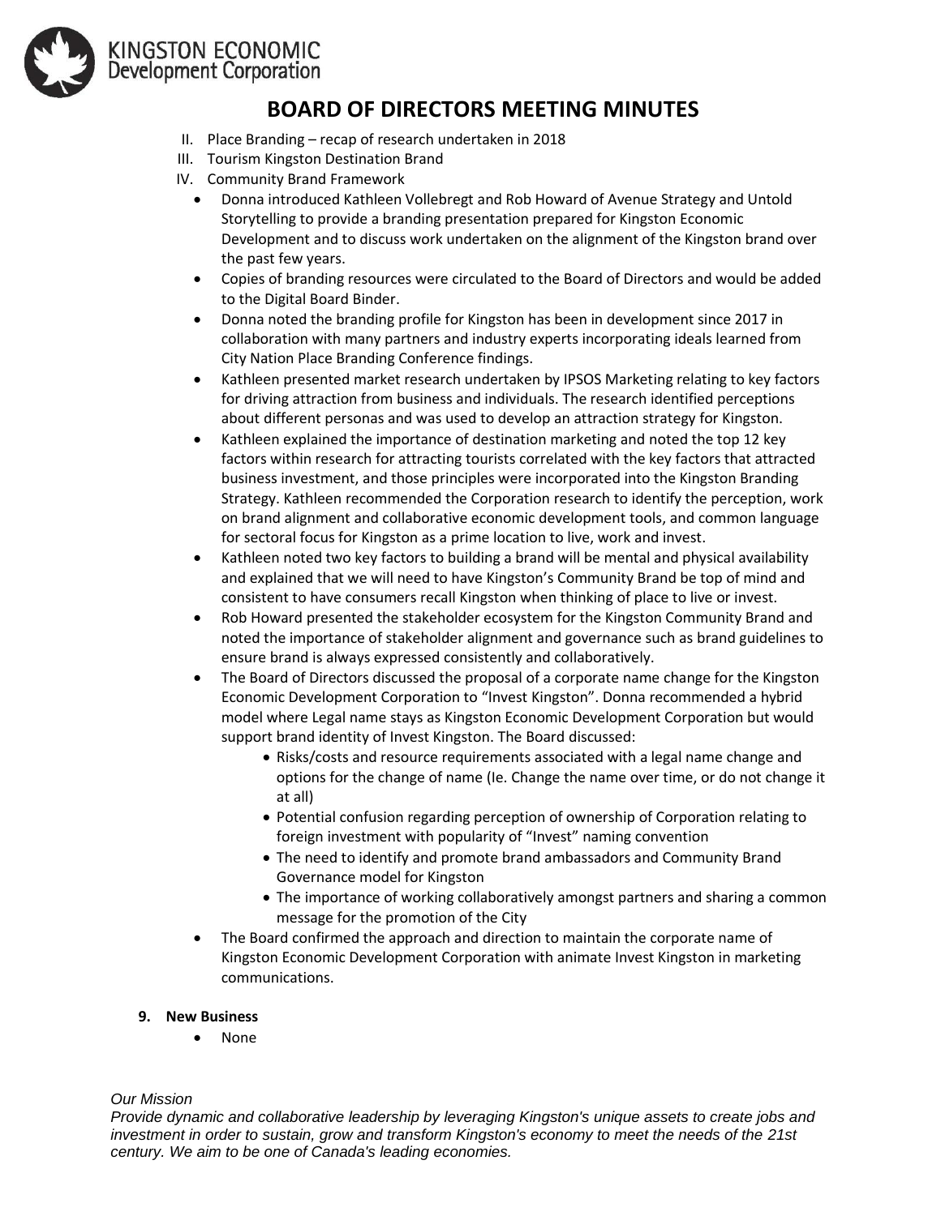# BOARD OF DIRECTORS MEETING MINUTES

II. Place Branding – recap of research undertaken in 2018
III. Tourism Kingston Destination Brand
IV. Community Brand Framework

- Donna introduced Kathleen Vollebregt and Rob Howard of Avenue Strategy and Untold Storytelling to provide a branding presentation prepared for Kingston Economic Development and to discuss work undertaken on the alignment of the Kingston brand over the past few years.
- Copies of branding resources were circulated to the Board of Directors and would be added to the Digital Board Binder.
- Donna noted the branding profile for Kingston has been in development since 2017 in collaboration with many partners and industry experts incorporating ideals learned from City Nation Place Branding Conference findings.
- Kathleen presented market research undertaken by IPSOS Marketing relating to key factors for driving attraction from business and individuals. The research identified perceptions about different personas and was used to develop an attraction strategy for Kingston.
- Kathleen explained the importance of destination marketing and noted the top 12 key factors within research for attracting tourists correlated with the key factors that attracted business investment, and those principles were incorporated into the Kingston Branding Strategy. Kathleen recommended the Corporation research to identify the perception, work on brand alignment and collaborative economic development tools, and common language for sectoral focus for Kingston as a prime location to live, work and invest.
- Kathleen noted two key factors to building a brand will be mental and physical availability and explained that we will need to have Kingston's Community Brand be top of mind and consistent to have consumers recall Kingston when thinking of place to live or invest.
- Rob Howard presented the stakeholder ecosystem for the Kingston Community Brand and noted the importance of stakeholder alignment and governance such as brand guidelines to ensure brand is always expressed consistently and collaboratively.
- The Board of Directors discussed the proposal of a corporate name change for the Kingston Economic Development Corporation to "Invest Kingston". Donna recommended a hybrid model where Legal name stays as Kingston Economic Development Corporation but would support brand identity of Invest Kingston. The Board discussed:
    - Risks/costs and resource requirements associated with a legal name change and options for the change of name (Ie. Change the name over time, or do not change it at all)
    - Potential confusion regarding perception of ownership of Corporation relating to foreign investment with popularity of "Invest" naming convention
    - The need to identify and promote brand ambassadors and Community Brand Governance model for Kingston
    - The importance of working collaboratively amongst partners and sharing a common message for the promotion of the City
- The Board confirmed the approach and direction to maintain the corporate name of Kingston Economic Development Corporation with animate Invest Kingston in marketing communications.

**9. New Business**

- None

*Our Mission*

*Provide dynamic and collaborative leadership by leveraging Kingston's unique assets to create jobs and investment in order to sustain, grow and transform Kingston's economy to meet the needs of the 21st century. We aim to be one of Canada's leading economies.*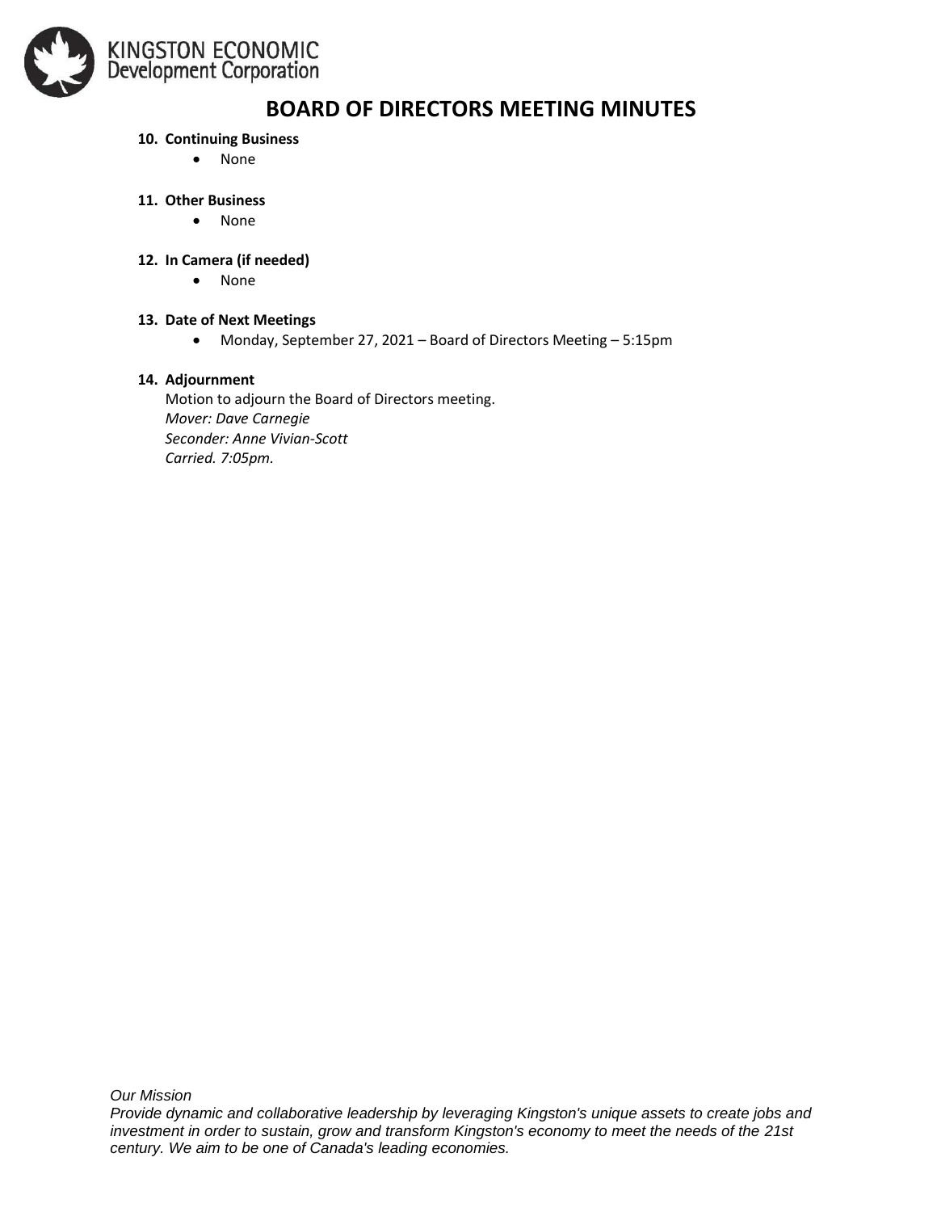# BOARD OF DIRECTORS MEETING MINUTES

**10. Continuing Business**

- None

**11. Other Business**

- None

**12. In Camera (if needed)**

- None

**13. Date of Next Meetings**

- Monday, September 27, 2021 – Board of Directors Meeting – 5:15pm

**14. Adjournment**

Motion to adjourn the Board of Directors meeting.
*Mover: Dave Carnegie*
*Seconder: Anne Vivian-Scott*
*Carried. 7:05pm.*

*Our Mission*
*Provide dynamic and collaborative leadership by leveraging Kingston's unique assets to create jobs and investment in order to sustain, grow and transform Kingston's economy to meet the needs of the 21st century. We aim to be one of Canada's leading economies.*